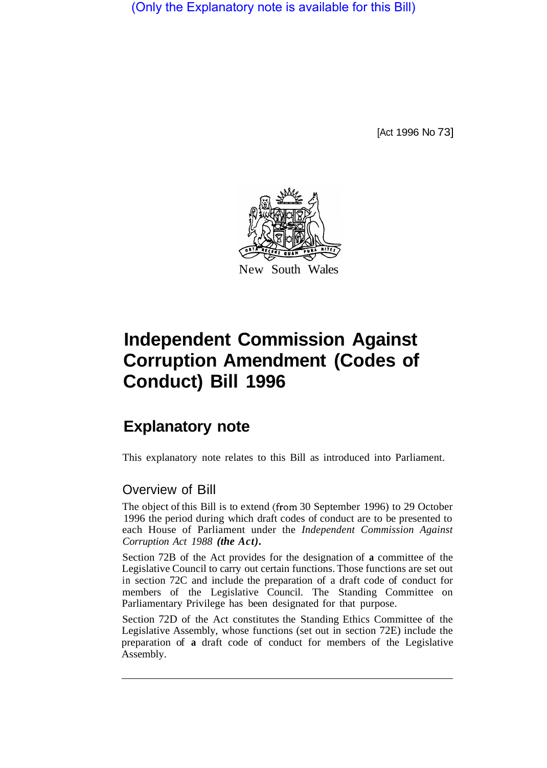(Only the Explanatory note is available for this Bill)

[Act 1996 No 73]

New South Wales

# Independent Commission Against Corruption Amendment (Codes of Conduct) Bill 1996

## Explanatory note

This explanatory note relates to this Bill as introduced into Parliament.

### Overview of Bill

The object of this Bill is to extend (from 30 September 1996) to 29 October 1996 the period during which draft codes of conduct are to be presented to each House of Parliament under the *Independent Commission Against Corruption Act 1988* ***(the Act).***

Section 72B of the Act provides for the designation of **a** committee of the Legislative Council to carry out certain functions. Those functions are set out in section 72C and include the preparation of a draft code of conduct for members of the Legislative Council. The Standing Committee on Parliamentary Privilege has been designated for that purpose.

Section 72D of the Act constitutes the Standing Ethics Committee of the Legislative Assembly, whose functions (set out in section 72E) include the preparation of **a** draft code of conduct for members of the Legislative Assembly.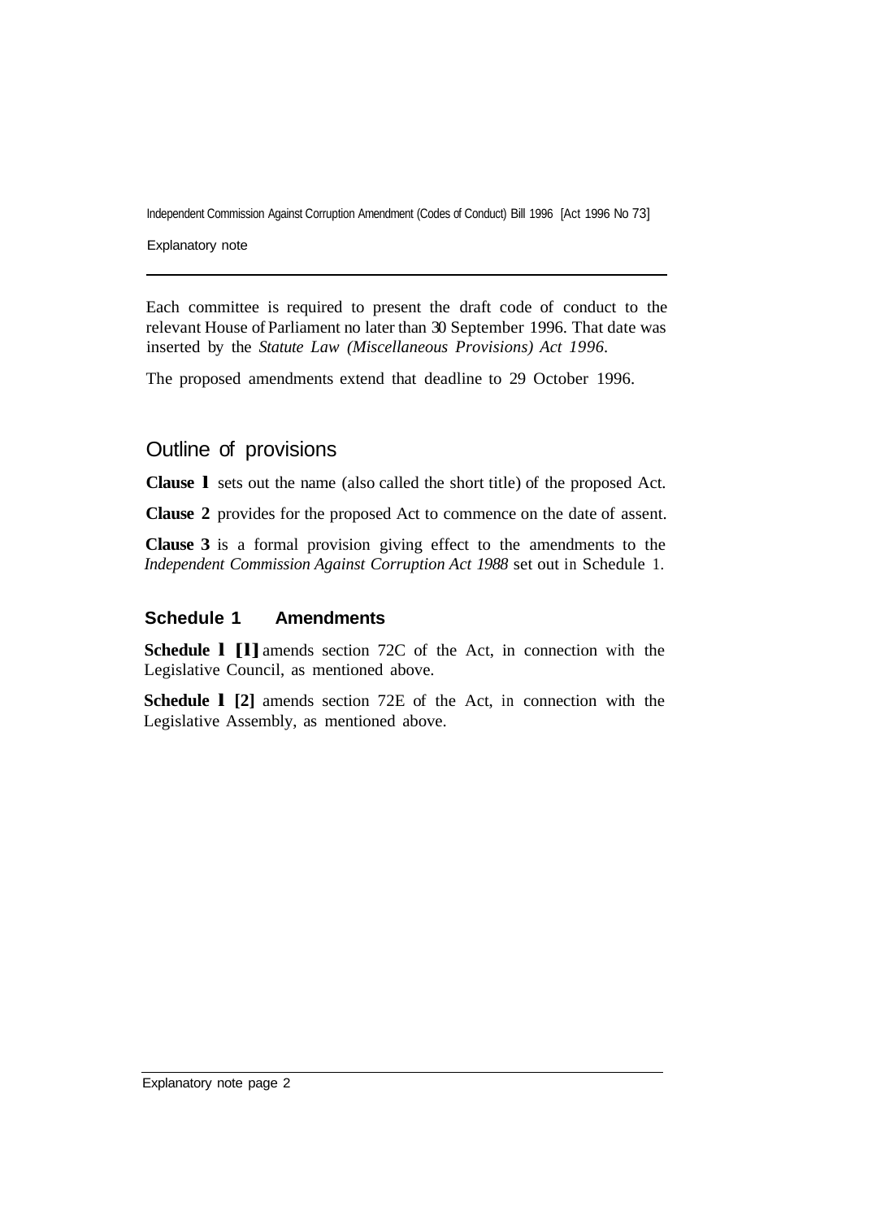Each committee is required to present the draft code of conduct to the relevant House of Parliament no later than 30 September 1996. That date was inserted by the *Statute Law (Miscellaneous Provisions) Act 1996*.

The proposed amendments extend that deadline to 29 October 1996.

## Outline of provisions

**Clause 1** sets out the name (also called the short title) of the proposed Act.

**Clause 2** provides for the proposed Act to commence on the date of assent.

**Clause 3** is a formal provision giving effect to the amendments to the *Independent Commission Against Corruption Act 1988* set out in Schedule 1.

### Schedule 1 Amendments

**Schedule 1 [1]** amends section 72C of the Act, in connection with the Legislative Council, as mentioned above.

**Schedule 1 [2]** amends section 72E of the Act, in connection with the Legislative Assembly, as mentioned above.